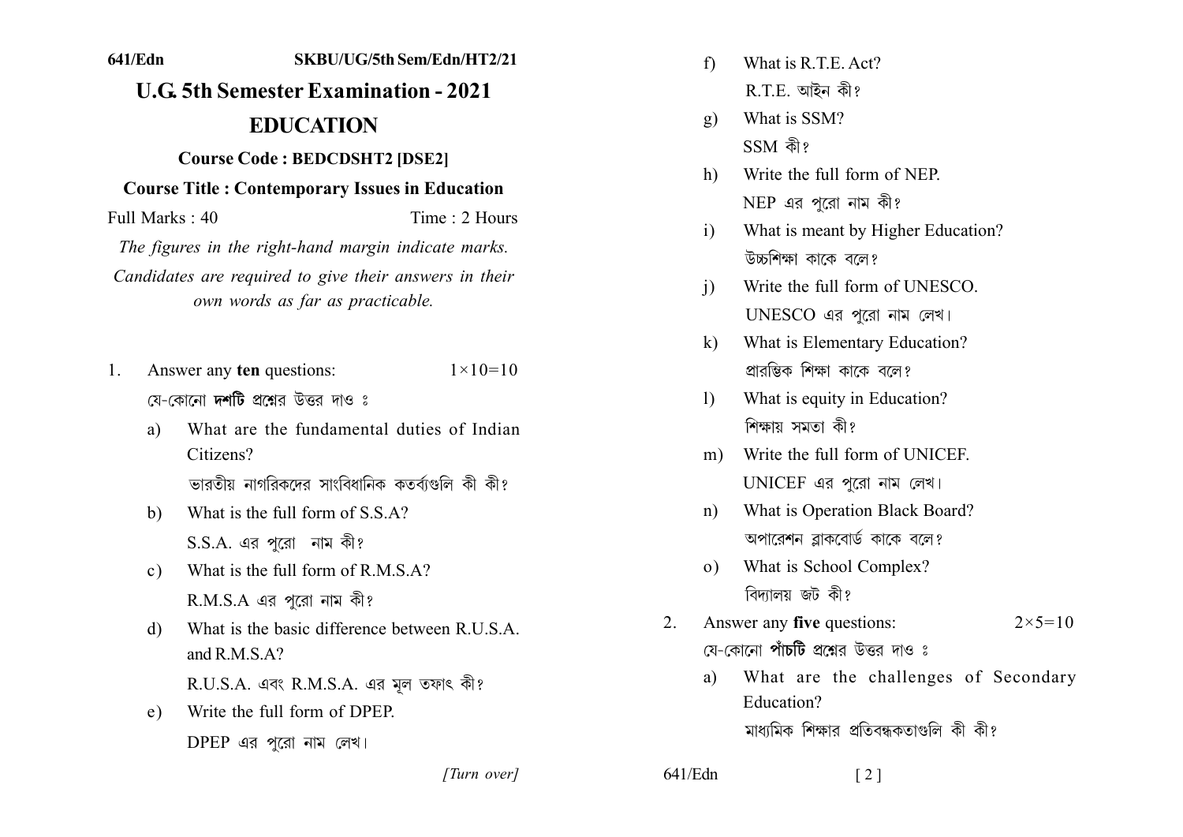641/Edn SKBU/UG/5th Sem/Edn/HT2/21

# U.G. 5th Semester Examination - 2021

## EDUCATION

**Course Code : BEDCDSHT2 [DSE2]**

**Course Title : Contemporary Issues in Education**

Full Marks : 40 Time : 2 Hours

*The figures in the right-hand margin indicate marks.*

*Candidates are required to give their answers in their own words as far as practicable.*

1. Answer any **ten** questions: $1\times10=10$

   যে-কোনো **দশটি** প্রশ্নের উত্তর দাও ঃ

   a) What are the fundamental duties of Indian Citizens?

   ভারতীয় নাগরিকদের সাংবিধানিক কতর্ব্যগুলি কী কী?

   b) What is the full form of S.S.A?

   S.S.A. এর পুরো নাম কী?

   c) What is the full form of R.M.S.A?

   R.M.S.A এর পুরো নাম কী?

   d) What is the basic difference between R.U.S.A. and R.M.S.A?

   R.U.S.A. এবং R.M.S.A. এর মূল তফাৎ কী?

   e) Write the full form of DPEP.

   DPEP এর পুরো নাম লেখ।

   f) What is R.T.E. Act?

   R.T.E. আইন কী?

   g) What is SSM?

   SSM কী?

   h) Write the full form of NEP.

   NEP এর পুরো নাম কী?

   i) What is meant by Higher Education?

   উচ্চশিক্ষা কাকে বলে?

   j) Write the full form of UNESCO.

   UNESCO এর পুরো নাম লেখ।

   k) What is Elementary Education?

   প্রারম্ভিক শিক্ষা কাকে বলে?

   l) What is equity in Education?

   শিক্ষায় সমতা কী?

   m) Write the full form of UNICEF.

   UNICEF এর পুরো নাম লেখ।

   n) What is Operation Black Board?

   অপারেশন ব্লাকবোর্ড কাকে বলে?

   o) What is School Complex?

   বিদ্যালয় জট কী?

2. Answer any **five** questions: $2\times5=10$

   যে-কোনো **পাঁচটি** প্রশ্নের উত্তর দাও ঃ

   a) What are the challenges of Secondary Education?

   মাধ্যমিক শিক্ষার প্রতিবন্ধকতাগুলি কী কী?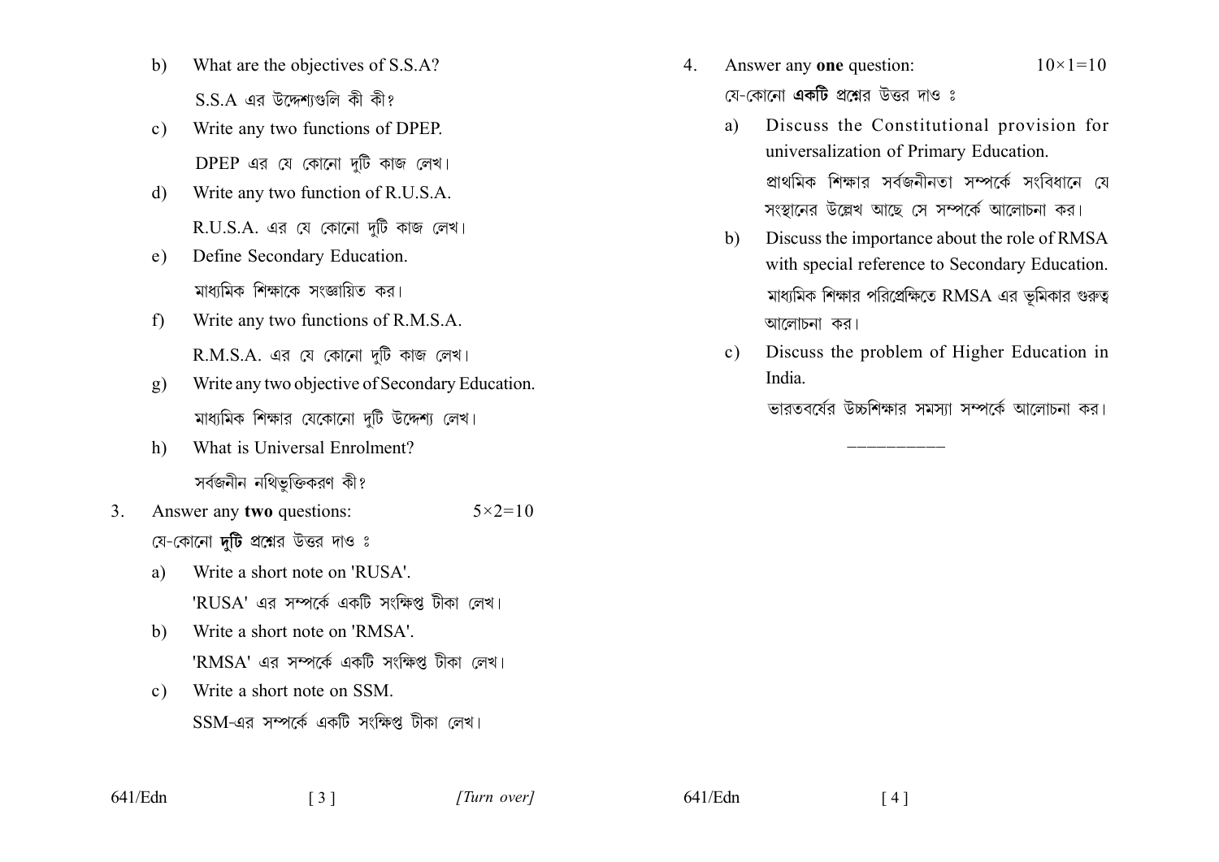b) What are the objectives of S.S.A?

S.S.A এর উদ্দেশ্যগুলি কী কী?

c) Write any two functions of DPEP.

DPEP এর যে কোনো দুটি কাজ লেখ।

d) Write any two function of R.U.S.A.

R.U.S.A. এর যে কোনো দুটি কাজ লেখ।

e) Define Secondary Education.

মাধ্যমিক শিক্ষাকে সংজ্ঞায়িত কর।

f) Write any two functions of R.M.S.A.

R.M.S.A. এর যে কোনো দুটি কাজ লেখ।

g) Write any two objective of Secondary Education.

মাধ্যমিক শিক্ষার যেকোনো দুটি উদ্দেশ্য লেখ।

h) What is Universal Enrolment?

সর্বজনীন নথিভুক্তিকরণ কী?

3. Answer any **two** questions: $5 \times 2 = 10$

যে-কোনো **দুটি** প্রশ্নের উত্তর দাও ঃ

a) Write a short note on 'RUSA'.

'RUSA' এর সম্পর্কে একটি সংক্ষিপ্ত টীকা লেখ।

b) Write a short note on 'RMSA'.

'RMSA' এর সম্পর্কে একটি সংক্ষিপ্ত টীকা লেখ।

c) Write a short note on SSM.

SSM-এর সম্পর্কে একটি সংক্ষিপ্ত টীকা লেখ।

4. Answer any **one** question: $10 \times 1 = 10$

যে-কোনো **একটি** প্রশ্নের উত্তর দাও ঃ

a) Discuss the Constitutional provision for universalization of Primary Education.

প্রাথমিক শিক্ষার সর্বজনীনতা সম্পর্কে সংবিধানে যে সংস্থানের উল্লেখ আছে সে সম্পর্কে আলোচনা কর।

b) Discuss the importance about the role of RMSA with special reference to Secondary Education.

মাধ্যমিক শিক্ষার পরিপ্রেক্ষিতে RMSA এর ভূমিকার গুরুত্ব আলোচনা কর।

c) Discuss the problem of Higher Education in India.

ভারতবর্ষের উচ্চশিক্ষার সমস্যা সম্পর্কে আলোচনা কর।

---